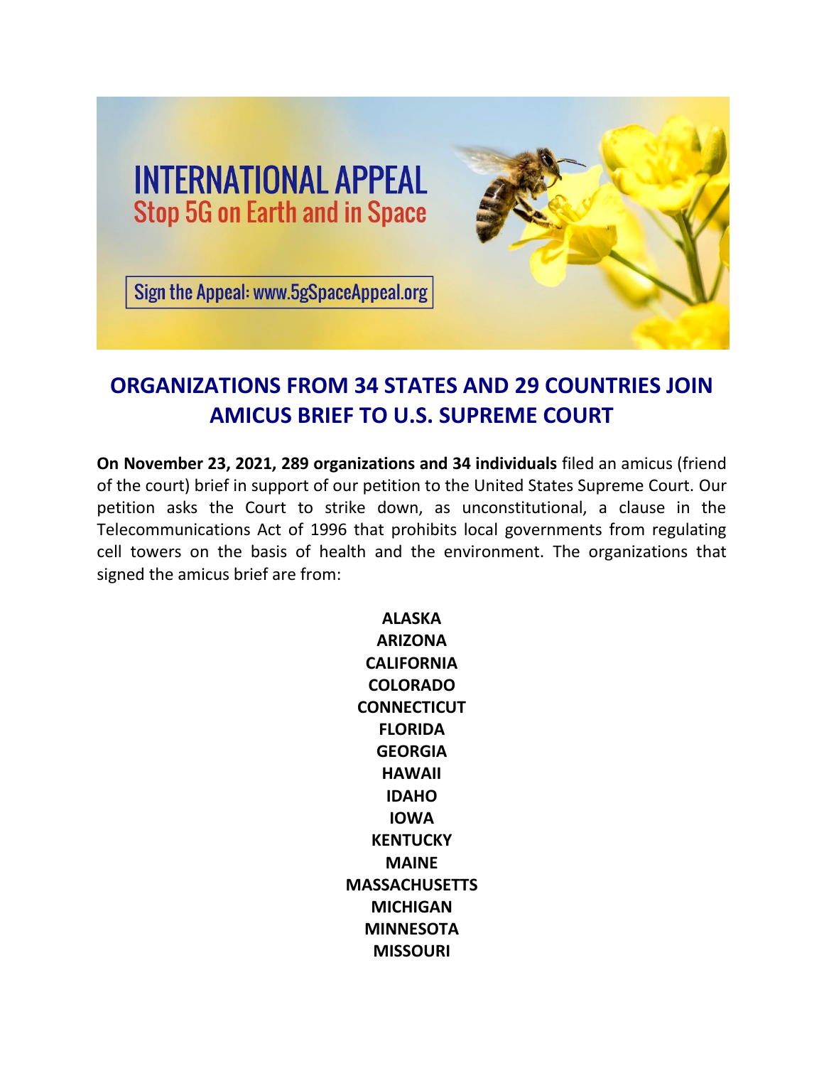INTERNATIONAL APPEAL

Stop 5G on Earth and in Space

Sign the Appeal: www.5gSpaceAppeal.org

## ORGANIZATIONS FROM 34 STATES AND 29 COUNTRIES JOIN AMICUS BRIEF TO U.S. SUPREME COURT

**On November 23, 2021, 289 organizations and 34 individuals** filed an amicus (friend of the court) brief in support of our petition to the United States Supreme Court. Our petition asks the Court to strike down, as unconstitutional, a clause in the Telecommunications Act of 1996 that prohibits local governments from regulating cell towers on the basis of health and the environment. The organizations that signed the amicus brief are from:

**ALASKA**
**ARIZONA**
**CALIFORNIA**
**COLORADO**
**CONNECTICUT**
**FLORIDA**
**GEORGIA**
**HAWAII**
**IDAHO**
**IOWA**
**KENTUCKY**
**MAINE**
**MASSACHUSETTS**
**MICHIGAN**
**MINNESOTA**
**MISSOURI**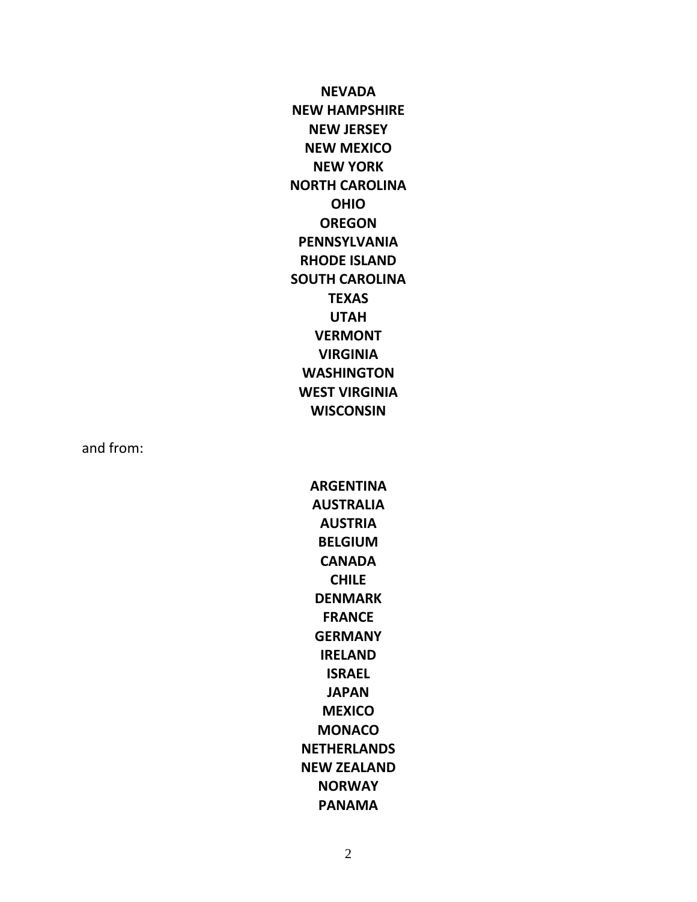**NEVADA**
**NEW HAMPSHIRE**
**NEW JERSEY**
**NEW MEXICO**
**NEW YORK**
**NORTH CAROLINA**
**OHIO**
**OREGON**
**PENNSYLVANIA**
**RHODE ISLAND**
**SOUTH CAROLINA**
**TEXAS**
**UTAH**
**VERMONT**
**VIRGINIA**
**WASHINGTON**
**WEST VIRGINIA**
**WISCONSIN**

and from:

**ARGENTINA**
**AUSTRALIA**
**AUSTRIA**
**BELGIUM**
**CANADA**
**CHILE**
**DENMARK**
**FRANCE**
**GERMANY**
**IRELAND**
**ISRAEL**
**JAPAN**
**MEXICO**
**MONACO**
**NETHERLANDS**
**NEW ZEALAND**
**NORWAY**
**PANAMA**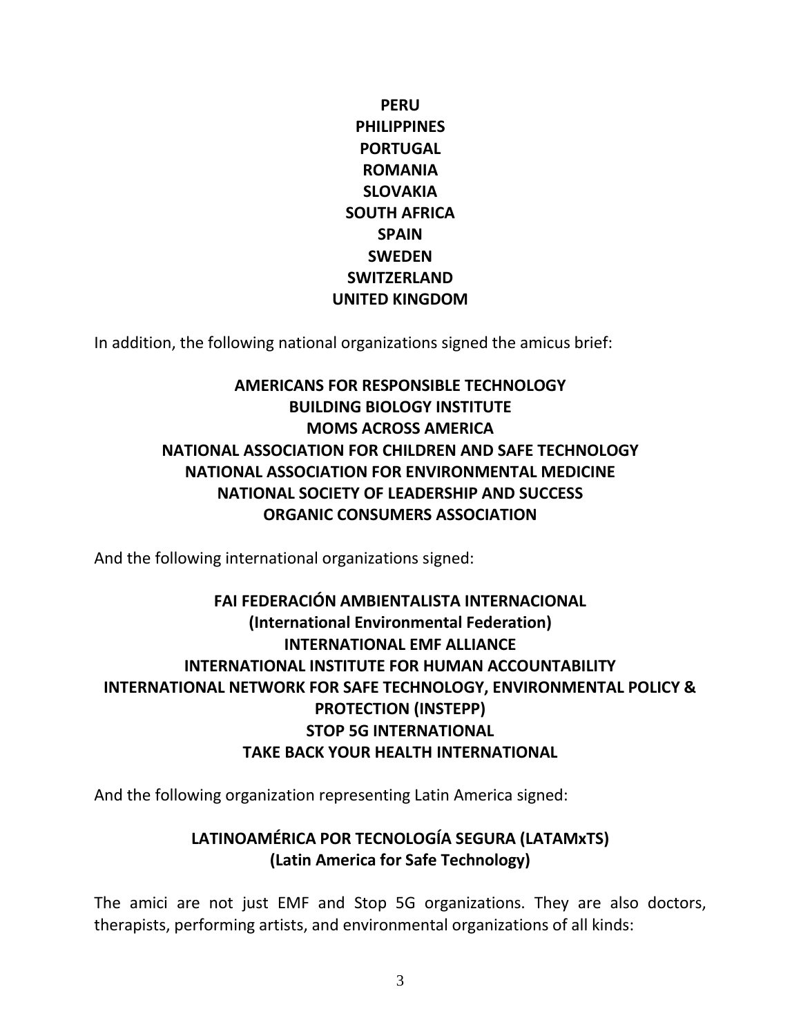**PERU**
**PHILIPPINES**
**PORTUGAL**
**ROMANIA**
**SLOVAKIA**
**SOUTH AFRICA**
**SPAIN**
**SWEDEN**
**SWITZERLAND**
**UNITED KINGDOM**

In addition, the following national organizations signed the amicus brief:

**AMERICANS FOR RESPONSIBLE TECHNOLOGY**
**BUILDING BIOLOGY INSTITUTE**
**MOMS ACROSS AMERICA**
**NATIONAL ASSOCIATION FOR CHILDREN AND SAFE TECHNOLOGY**
**NATIONAL ASSOCIATION FOR ENVIRONMENTAL MEDICINE**
**NATIONAL SOCIETY OF LEADERSHIP AND SUCCESS**
**ORGANIC CONSUMERS ASSOCIATION**

And the following international organizations signed:

**FAI FEDERACIÓN AMBIENTALISTA INTERNACIONAL**
**(International Environmental Federation)**
**INTERNATIONAL EMF ALLIANCE**
**INTERNATIONAL INSTITUTE FOR HUMAN ACCOUNTABILITY**
**INTERNATIONAL NETWORK FOR SAFE TECHNOLOGY, ENVIRONMENTAL POLICY & PROTECTION (INSTEPP)**
**STOP 5G INTERNATIONAL**
**TAKE BACK YOUR HEALTH INTERNATIONAL**

And the following organization representing Latin America signed:

**LATINOAMÉRICA POR TECNOLOGÍA SEGURA (LATAMxTS)**
**(Latin America for Safe Technology)**

The amici are not just EMF and Stop 5G organizations. They are also doctors, therapists, performing artists, and environmental organizations of all kinds: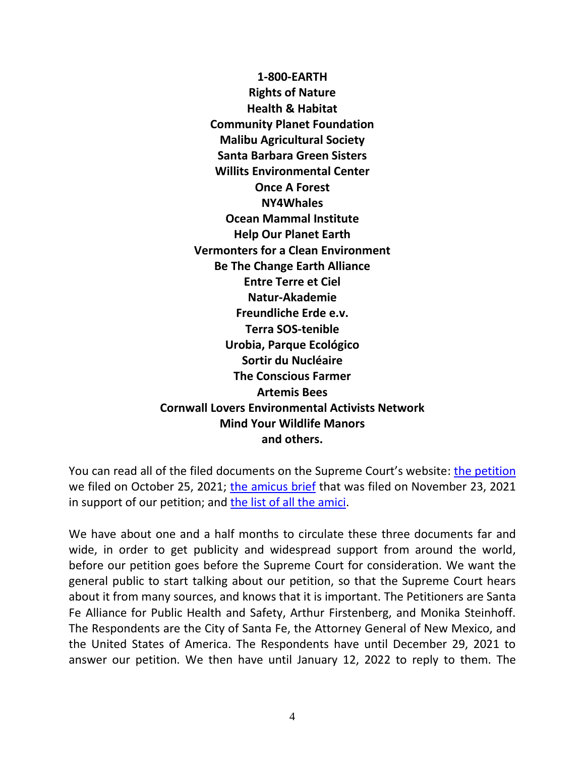**1-800-EARTH**
**Rights of Nature**
**Health & Habitat**
**Community Planet Foundation**
**Malibu Agricultural Society**
**Santa Barbara Green Sisters**
**Willits Environmental Center**
**Once A Forest**
**NY4Whales**
**Ocean Mammal Institute**
**Help Our Planet Earth**
**Vermonters for a Clean Environment**
**Be The Change Earth Alliance**
**Entre Terre et Ciel**
**Natur-Akademie**
**Freundliche Erde e.v.**
**Terra SOS-tenible**
**Urobia, Parque Ecológico**
**Sortir du Nucléaire**
**The Conscious Farmer**
**Artemis Bees**
**Cornwall Lovers Environmental Activists Network**
**Mind Your Wildlife Manors**
**and others.**

You can read all of the filed documents on the Supreme Court's website: the petition we filed on October 25, 2021; the amicus brief that was filed on November 23, 2021 in support of our petition; and the list of all the amici.

We have about one and a half months to circulate these three documents far and wide, in order to get publicity and widespread support from around the world, before our petition goes before the Supreme Court for consideration. We want the general public to start talking about our petition, so that the Supreme Court hears about it from many sources, and knows that it is important. The Petitioners are Santa Fe Alliance for Public Health and Safety, Arthur Firstenberg, and Monika Steinhoff. The Respondents are the City of Santa Fe, the Attorney General of New Mexico, and the United States of America. The Respondents have until December 29, 2021 to answer our petition. We then have until January 12, 2022 to reply to them. The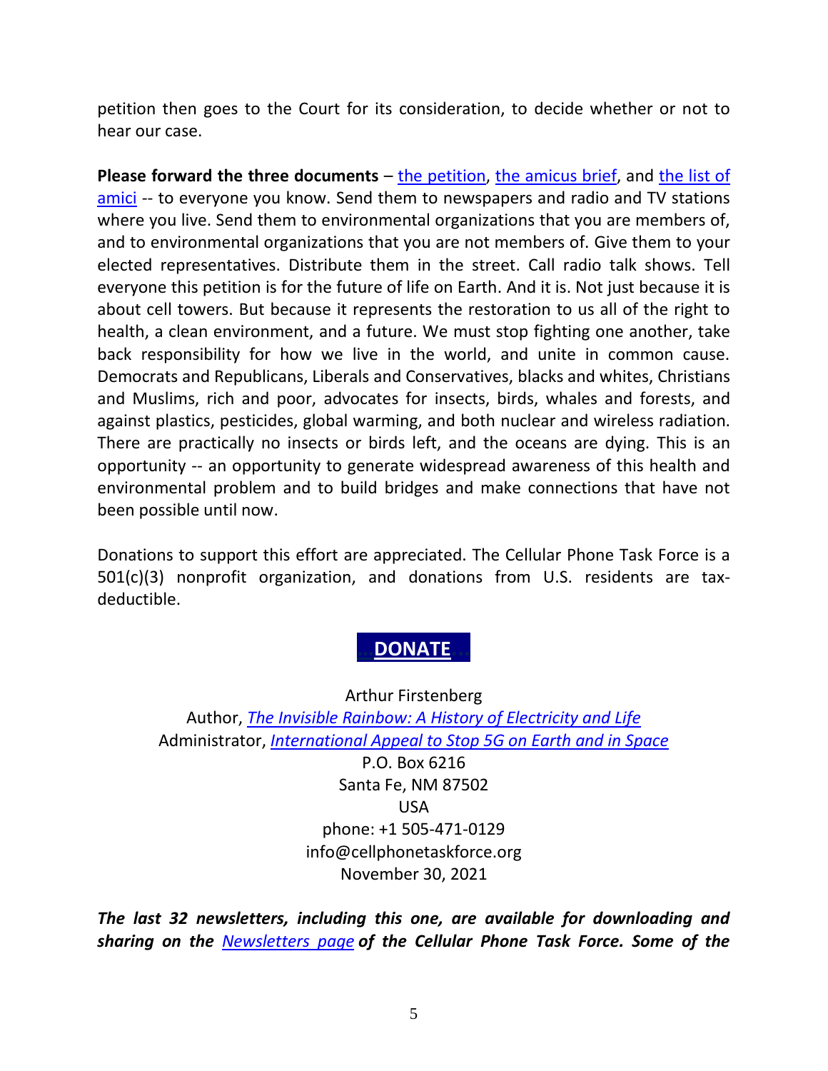petition then goes to the Court for its consideration, to decide whether or not to hear our case.

**Please forward the three documents** – the petition, the amicus brief, and the list of amici -- to everyone you know. Send them to newspapers and radio and TV stations where you live. Send them to environmental organizations that you are members of, and to environmental organizations that you are not members of. Give them to your elected representatives. Distribute them in the street. Call radio talk shows. Tell everyone this petition is for the future of life on Earth. And it is. Not just because it is about cell towers. But because it represents the restoration to us all of the right to health, a clean environment, and a future. We must stop fighting one another, take back responsibility for how we live in the world, and unite in common cause. Democrats and Republicans, Liberals and Conservatives, blacks and whites, Christians and Muslims, rich and poor, advocates for insects, birds, whales and forests, and against plastics, pesticides, global warming, and both nuclear and wireless radiation. There are practically no insects or birds left, and the oceans are dying. This is an opportunity -- an opportunity to generate widespread awareness of this health and environmental problem and to build bridges and make connections that have not been possible until now.

Donations to support this effort are appreciated. The Cellular Phone Task Force is a 501(c)(3) nonprofit organization, and donations from U.S. residents are tax-deductible.

**DONATE**

Arthur Firstenberg
Author, *The Invisible Rainbow: A History of Electricity and Life*
Administrator, *International Appeal to Stop 5G on Earth and in Space*
P.O. Box 6216
Santa Fe, NM 87502
USA
phone: +1 505-471-0129
info@cellphonetaskforce.org
November 30, 2021

***The last 32 newsletters, including this one, are available for downloading and sharing on the Newsletters page of the Cellular Phone Task Force. Some of the***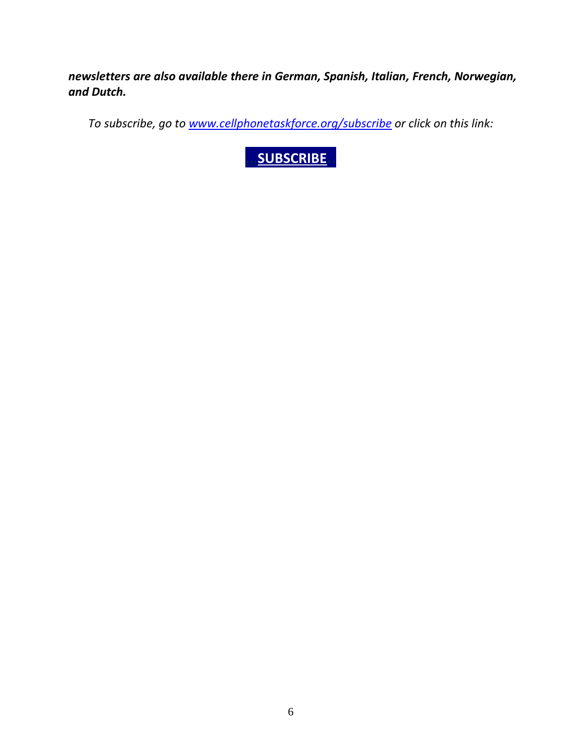***newsletters are also available there in German, Spanish, Italian, French, Norwegian, and Dutch.***

*To subscribe, go to [www.cellphonetaskforce.org/subscribe](www.cellphonetaskforce.org/subscribe) or click on this link:*

**SUBSCRIBE**